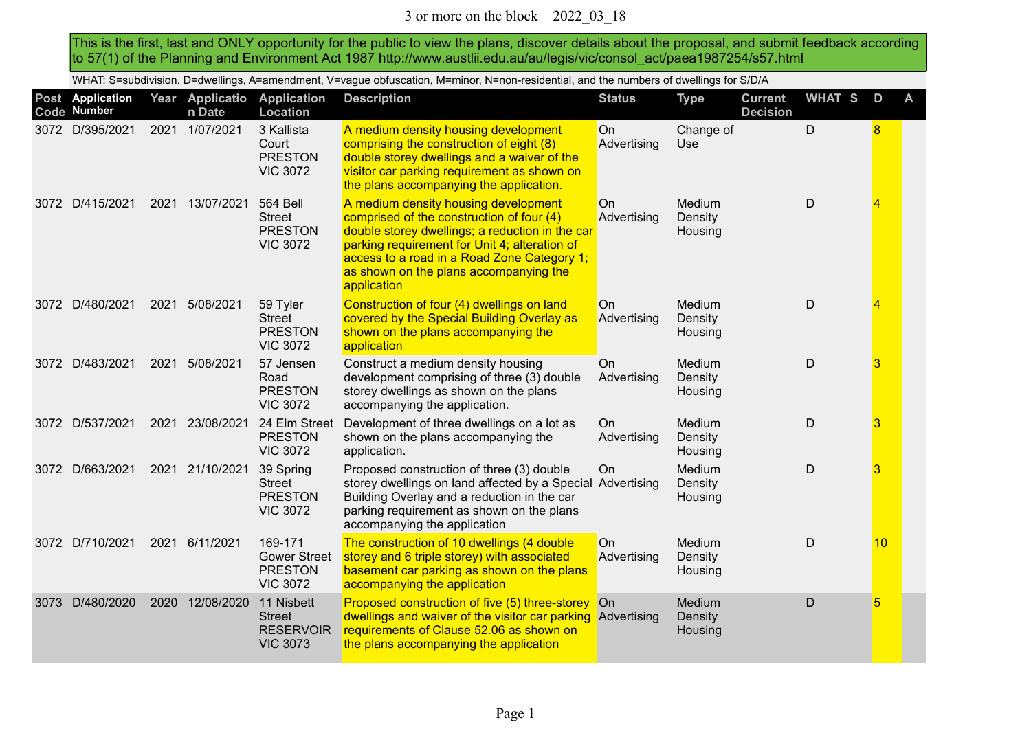# 3 or more on the block 2022_03_18

This is the first, last and ONLY opportunity for the public to view the plans, discover details about the proposal, and submit feedback according to 57(1) of the Planning and Environment Act 1987 http://www.austlii.edu.au/au/legis/vic/consol_act/paea1987254/s57.html

WHAT: S=subdivision, D=dwellings, A=amendment, V=vague obfuscation, M=minor, N=non-residential, and the numbers of dwellings for S/D/A

| Post Code | Application Number | Year | Application Date | Application Location | Description | Status | Type | Current Decision | WHAT | S | D | A |
|---|---|---|---|---|---|---|---|---|---|---|---|---|
| 3072 | D/395/2021 | 2021 | 1/07/2021 | 3 Kallista Court PRESTON VIC 3072 | A medium density housing development comprising the construction of eight (8) double storey dwellings and a waiver of the visitor car parking requirement as shown on the plans accompanying the application. | On Advertising | Change of Use | | D | | 8 | |
| 3072 | D/415/2021 | 2021 | 13/07/2021 | 564 Bell Street PRESTON VIC 3072 | A medium density housing development comprised of the construction of four (4) double storey dwellings; a reduction in the car parking requirement for Unit 4; alteration of access to a road in a Road Zone Category 1; as shown on the plans accompanying the application | On Advertising | Medium Density Housing | | D | | 4 | |
| 3072 | D/480/2021 | 2021 | 5/08/2021 | 59 Tyler Street PRESTON VIC 3072 | Construction of four (4) dwellings on land covered by the Special Building Overlay as shown on the plans accompanying the application | On Advertising | Medium Density Housing | | D | | 4 | |
| 3072 | D/483/2021 | 2021 | 5/08/2021 | 57 Jensen Road PRESTON VIC 3072 | Construct a medium density housing development comprising of three (3) double storey dwellings as shown on the plans accompanying the application. | On Advertising | Medium Density Housing | | D | | 3 | |
| 3072 | D/537/2021 | 2021 | 23/08/2021 | 24 Elm Street PRESTON VIC 3072 | Development of three dwellings on a lot as shown on the plans accompanying the application. | On Advertising | Medium Density Housing | | D | | 3 | |
| 3072 | D/663/2021 | 2021 | 21/10/2021 | 39 Spring Street PRESTON VIC 3072 | Proposed construction of three (3) double storey dwellings on land affected by a Special Building Overlay and a reduction in the car parking requirement as shown on the plans accompanying the application | On Advertising | Medium Density Housing | | D | | 3 | |
| 3072 | D/710/2021 | 2021 | 6/11/2021 | 169-171 Gower Street PRESTON VIC 3072 | The construction of 10 dwellings (4 double storey and 6 triple storey) with associated basement car parking as shown on the plans accompanying the application | On Advertising | Medium Density Housing | | D | | 10 | |
| 3073 | D/480/2020 | 2020 | 12/08/2020 | 11 Nisbett Street RESERVOIR VIC 3073 | Proposed construction of five (5) three-storey dwellings and waiver of the visitor car parking requirements of Clause 52.06 as shown on the plans accompanying the application | On Advertising | Medium Density Housing | | D | | 5 | |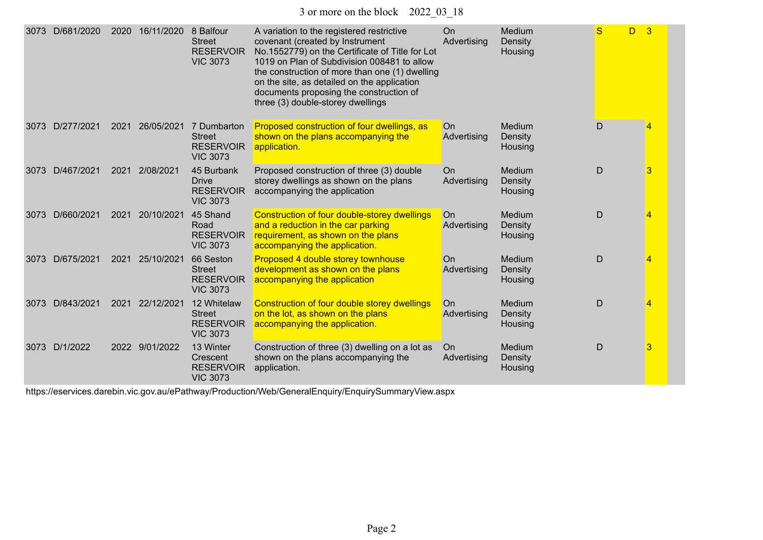| | | | | | | | | | | |
|---|---|---|---|---|---|---|---|---|---|---|
| 3073 | D/681/2020 | 2020 | 16/11/2020 | 8 Balfour Street RESERVOIR VIC 3073 | A variation to the registered restrictive covenant (created by Instrument No.1552779) on the Certificate of Title for Lot 1019 on Plan of Subdivision 008481 to allow the construction of more than one (1) dwelling on the site, as detailed on the application documents proposing the construction of three (3) double-storey dwellings | On Advertising | Medium Density Housing | S | D | 3 |
| 3073 | D/277/2021 | 2021 | 26/05/2021 | 7 Dumbarton Street RESERVOIR VIC 3073 | Proposed construction of four dwellings, as shown on the plans accompanying the application. | On Advertising | Medium Density Housing | D | | 4 |
| 3073 | D/467/2021 | 2021 | 2/08/2021 | 45 Burbank Drive RESERVOIR VIC 3073 | Proposed construction of three (3) double storey dwellings as shown on the plans accompanying the application | On Advertising | Medium Density Housing | D | | 3 |
| 3073 | D/660/2021 | 2021 | 20/10/2021 | 45 Shand Road RESERVOIR VIC 3073 | Construction of four double-storey dwellings and a reduction in the car parking requirement, as shown on the plans accompanying the application. | On Advertising | Medium Density Housing | D | | 4 |
| 3073 | D/675/2021 | 2021 | 25/10/2021 | 66 Seston Street RESERVOIR VIC 3073 | Proposed 4 double storey townhouse development as shown on the plans accompanying the application | On Advertising | Medium Density Housing | D | | 4 |
| 3073 | D/843/2021 | 2021 | 22/12/2021 | 12 Whitelaw Street RESERVOIR VIC 3073 | Construction of four double storey dwellings on the lot, as shown on the plans accompanying the application. | On Advertising | Medium Density Housing | D | | 4 |
| 3073 | D/1/2022 | 2022 | 9/01/2022 | 13 Winter Crescent RESERVOIR VIC 3073 | Construction of three (3) dwelling on a lot as shown on the plans accompanying the application. | On Advertising | Medium Density Housing | D | | 3 |

https://eservices.darebin.vic.gov.au/ePathway/Production/Web/GeneralEnquiry/EnquirySummaryView.aspx